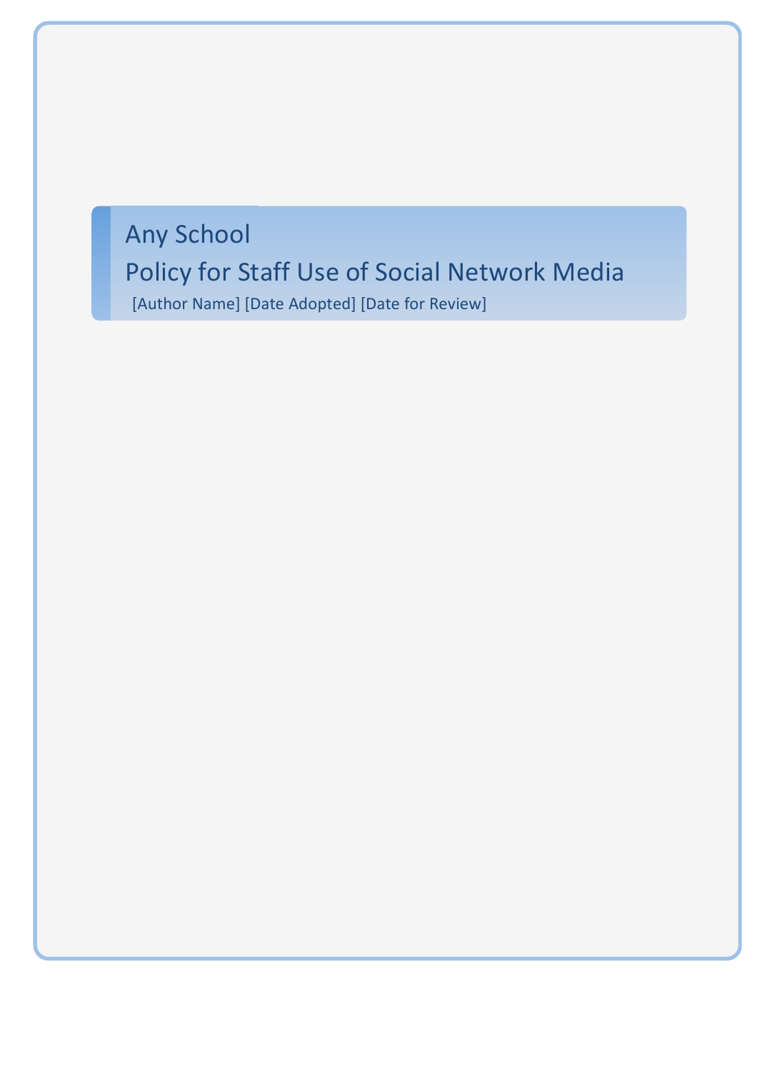# Any School

# Policy for Staff Use of Social Network Media

[Author Name] [Date Adopted] [Date for Review]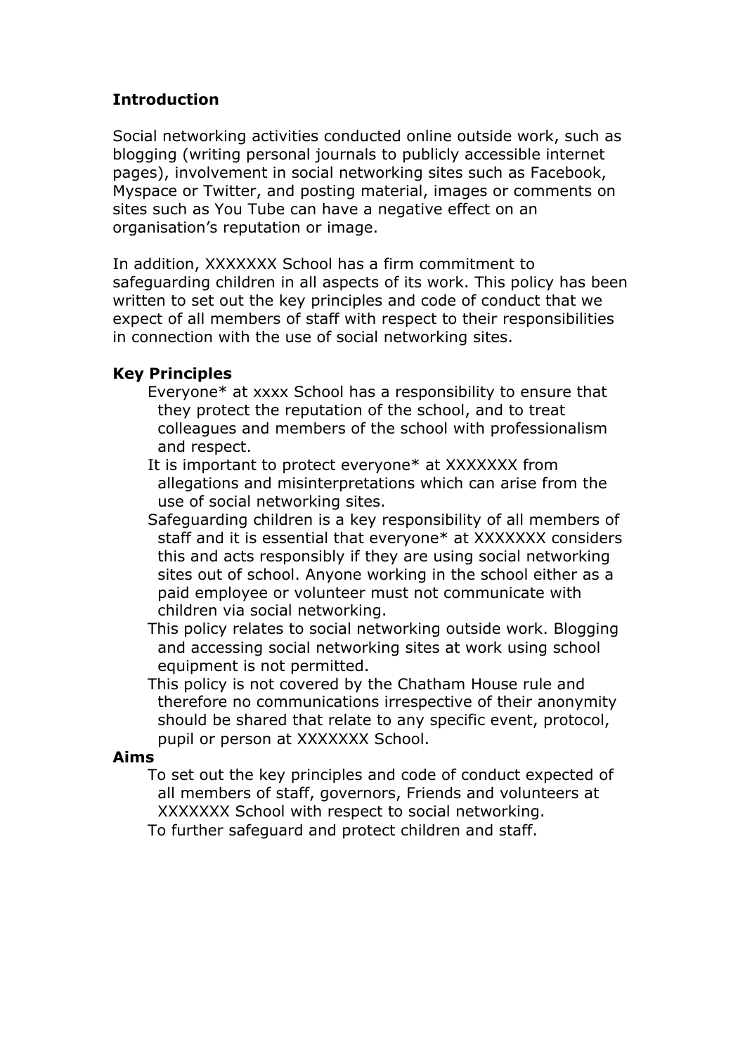**Introduction**

Social networking activities conducted online outside work, such as blogging (writing personal journals to publicly accessible internet pages), involvement in social networking sites such as Facebook, Myspace or Twitter, and posting material, images or comments on sites such as You Tube can have a negative effect on an organisation's reputation or image.

In addition, XXXXXXX School has a firm commitment to safeguarding children in all aspects of its work. This policy has been written to set out the key principles and code of conduct that we expect of all members of staff with respect to their responsibilities in connection with the use of social networking sites.

**Key Principles**

- Everyone* at xxxx School has a responsibility to ensure that they protect the reputation of the school, and to treat colleagues and members of the school with professionalism and respect.
- It is important to protect everyone* at XXXXXXX from allegations and misinterpretations which can arise from the use of social networking sites.
- Safeguarding children is a key responsibility of all members of staff and it is essential that everyone* at XXXXXXX considers this and acts responsibly if they are using social networking sites out of school. Anyone working in the school either as a paid employee or volunteer must not communicate with children via social networking.
- This policy relates to social networking outside work. Blogging and accessing social networking sites at work using school equipment is not permitted.
- This policy is not covered by the Chatham House rule and therefore no communications irrespective of their anonymity should be shared that relate to any specific event, protocol, pupil or person at XXXXXXX School.

**Aims**

- To set out the key principles and code of conduct expected of all members of staff, governors, Friends and volunteers at XXXXXXX School with respect to social networking.
- To further safeguard and protect children and staff.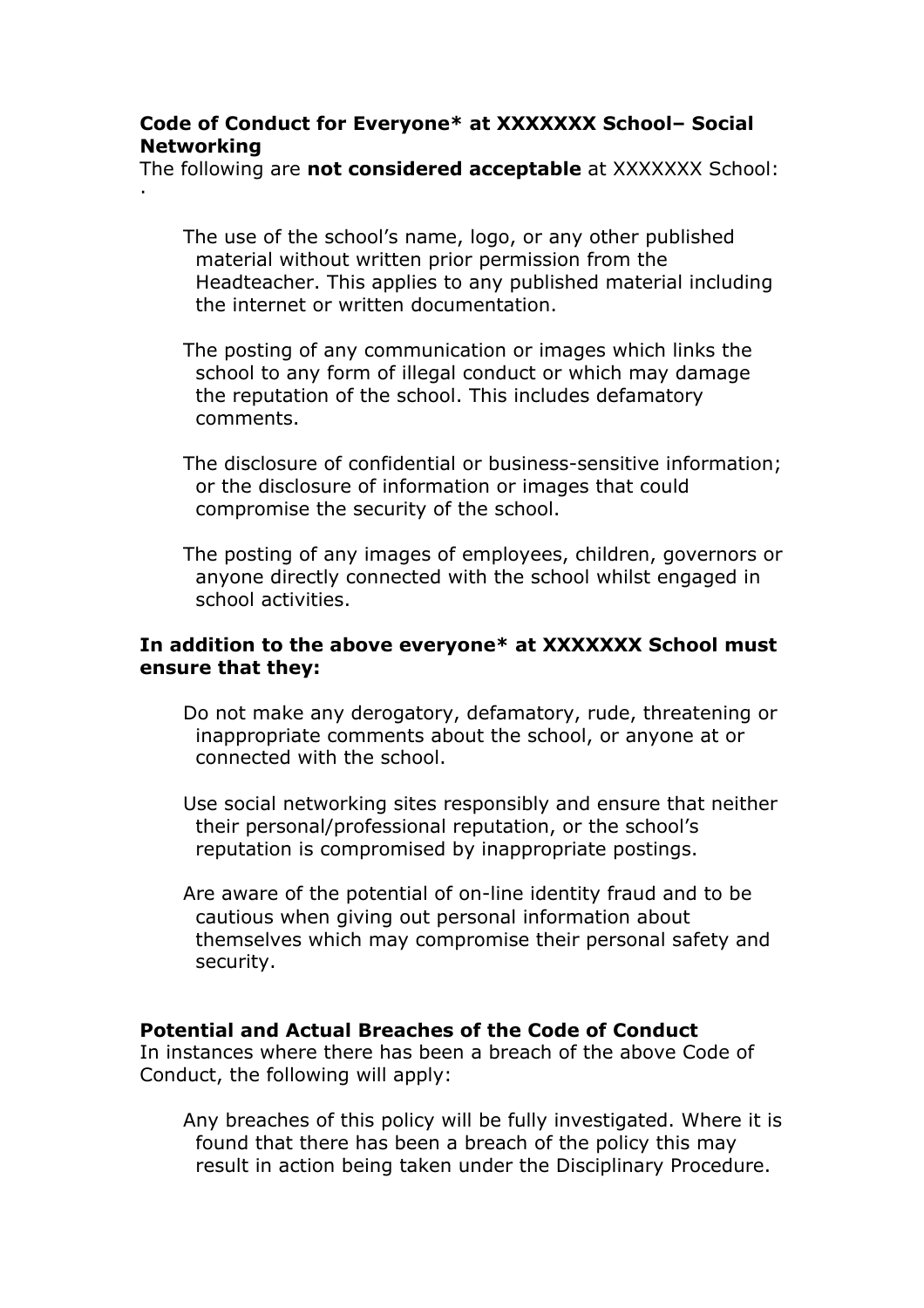**Code of Conduct for Everyone* at XXXXXXX School– Social Networking**

The following are **not considered acceptable** at XXXXXXX School:

·

- The use of the school's name, logo, or any other published material without written prior permission from the Headteacher. This applies to any published material including the internet or written documentation.

- The posting of any communication or images which links the school to any form of illegal conduct or which may damage the reputation of the school. This includes defamatory comments.

- The disclosure of confidential or business-sensitive information; or the disclosure of information or images that could compromise the security of the school.

- The posting of any images of employees, children, governors or anyone directly connected with the school whilst engaged in school activities.

**In addition to the above everyone* at XXXXXXX School must ensure that they:**

- Do not make any derogatory, defamatory, rude, threatening or inappropriate comments about the school, or anyone at or connected with the school.

- Use social networking sites responsibly and ensure that neither their personal/professional reputation, or the school's reputation is compromised by inappropriate postings.

- Are aware of the potential of on-line identity fraud and to be cautious when giving out personal information about themselves which may compromise their personal safety and security.

**Potential and Actual Breaches of the Code of Conduct**

In instances where there has been a breach of the above Code of Conduct, the following will apply:

- Any breaches of this policy will be fully investigated. Where it is found that there has been a breach of the policy this may result in action being taken under the Disciplinary Procedure.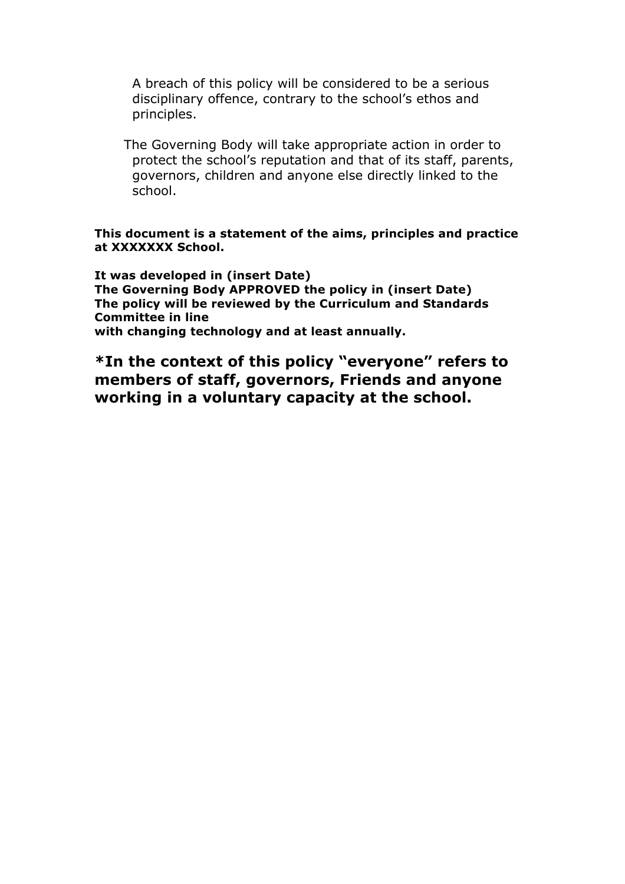A breach of this policy will be considered to be a serious disciplinary offence, contrary to the school's ethos and principles.

The Governing Body will take appropriate action in order to protect the school's reputation and that of its staff, parents, governors, children and anyone else directly linked to the school.

**This document is a statement of the aims, principles and practice at XXXXXXX School.**

**It was developed in (insert Date)**
**The Governing Body APPROVED the policy in (insert Date)**
**The policy will be reviewed by the Curriculum and Standards Committee in line**
**with changing technology and at least annually.**

**\*In the context of this policy "everyone" refers to members of staff, governors, Friends and anyone working in a voluntary capacity at the school.**